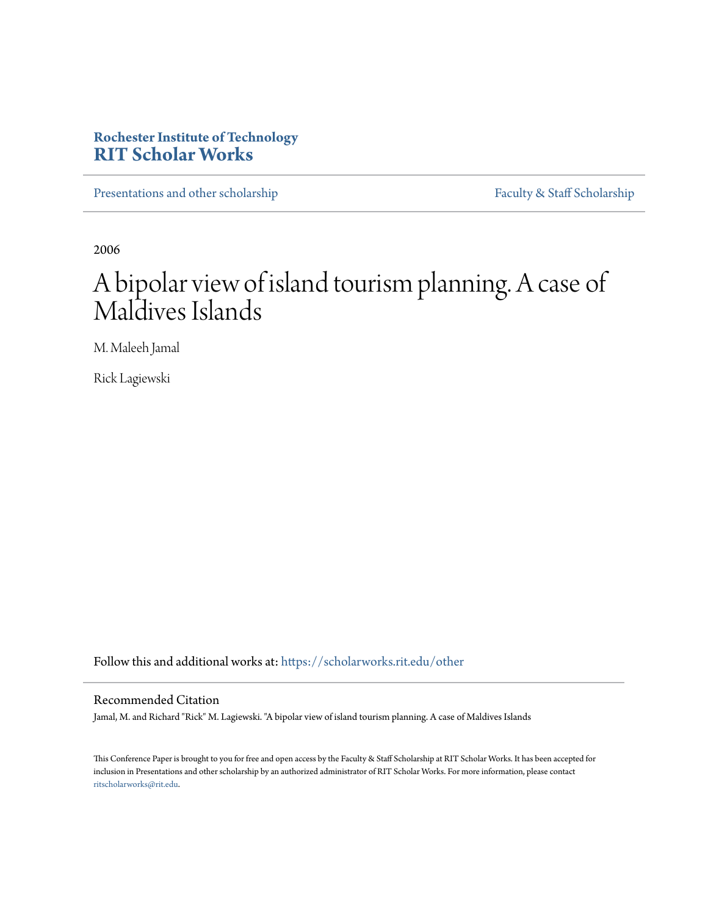Rochester Institute of Technology
**RIT Scholar Works**

Presentations and other scholarship | Faculty & Staff Scholarship

2006

# A bipolar view of island tourism planning. A case of Maldives Islands

M. Maleeh Jamal

Rick Lagiewski

Follow this and additional works at: https://scholarworks.rit.edu/other

## Recommended Citation

Jamal, M. and Richard "Rick" M. Lagiewski. "A bipolar view of island tourism planning. A case of Maldives Islands

This Conference Paper is brought to you for free and open access by the Faculty & Staff Scholarship at RIT Scholar Works. It has been accepted for inclusion in Presentations and other scholarship by an authorized administrator of RIT Scholar Works. For more information, please contact ritscholarworks@rit.edu.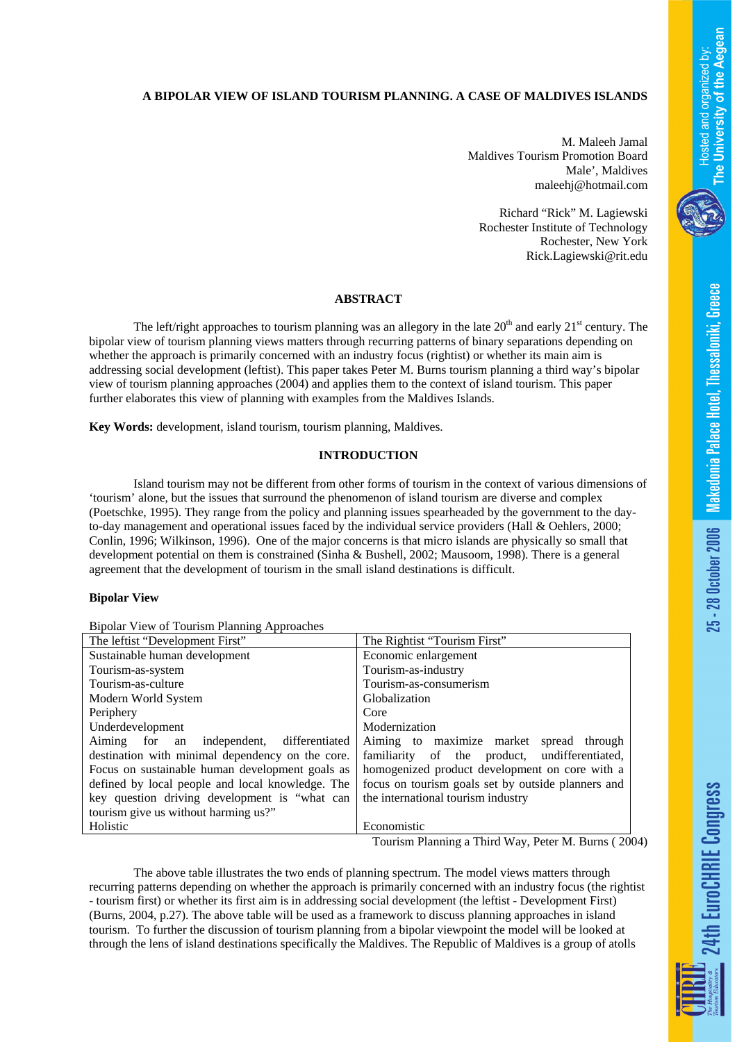**A BIPOLAR VIEW OF ISLAND TOURISM PLANNING. A CASE OF MALDIVES ISLANDS**

M. Maleeh Jamal
Maldives Tourism Promotion Board
Male', Maldives
maleehj@hotmail.com

Richard "Rick" M. Lagiewski
Rochester Institute of Technology
Rochester, New York
Rick.Lagiewski@rit.edu

## ABSTRACT

The left/right approaches to tourism planning was an allegory in the late 20th and early 21st century. The bipolar view of tourism planning views matters through recurring patterns of binary separations depending on whether the approach is primarily concerned with an industry focus (rightist) or whether its main aim is addressing social development (leftist). This paper takes Peter M. Burns tourism planning a third way's bipolar view of tourism planning approaches (2004) and applies them to the context of island tourism. This paper further elaborates this view of planning with examples from the Maldives Islands.

**Key Words:** development, island tourism, tourism planning, Maldives.

## INTRODUCTION

Island tourism may not be different from other forms of tourism in the context of various dimensions of 'tourism' alone, but the issues that surround the phenomenon of island tourism are diverse and complex (Poetschke, 1995). They range from the policy and planning issues spearheaded by the government to the day-to-day management and operational issues faced by the individual service providers (Hall & Oehlers, 2000; Conlin, 1996; Wilkinson, 1996). One of the major concerns is that micro islands are physically so small that development potential on them is constrained (Sinha & Bushell, 2002; Mausoom, 1998). There is a general agreement that the development of tourism in the small island destinations is difficult.

### Bipolar View

Bipolar View of Tourism Planning Approaches

| The leftist "Development First" | The Rightist "Tourism First" |
|---|---|
| Sustainable human development | Economic enlargement |
| Tourism-as-system | Tourism-as-industry |
| Tourism-as-culture | Tourism-as-consumerism |
| Modern World System | Globalization |
| Periphery | Core |
| Underdevelopment | Modernization |
| Aiming for an independent, differentiated destination with minimal dependency on the core. Focus on sustainable human development goals as defined by local people and local knowledge. The key question driving development is "what can tourism give us without harming us?" | Aiming to maximize market spread through familiarity of the product, undifferentiated, homogenized product development on core with a focus on tourism goals set by outside planners and the international tourism industry |
| Holistic | Economistic |

Tourism Planning a Third Way, Peter M. Burns ( 2004)

The above table illustrates the two ends of planning spectrum. The model views matters through recurring patterns depending on whether the approach is primarily concerned with an industry focus (the rightist - tourism first) or whether its first aim is in addressing social development (the leftist - Development First) (Burns, 2004, p.27). The above table will be used as a framework to discuss planning approaches in island tourism. To further the discussion of tourism planning from a bipolar viewpoint the model will be looked at through the lens of island destinations specifically the Maldives. The Republic of Maldives is a group of atolls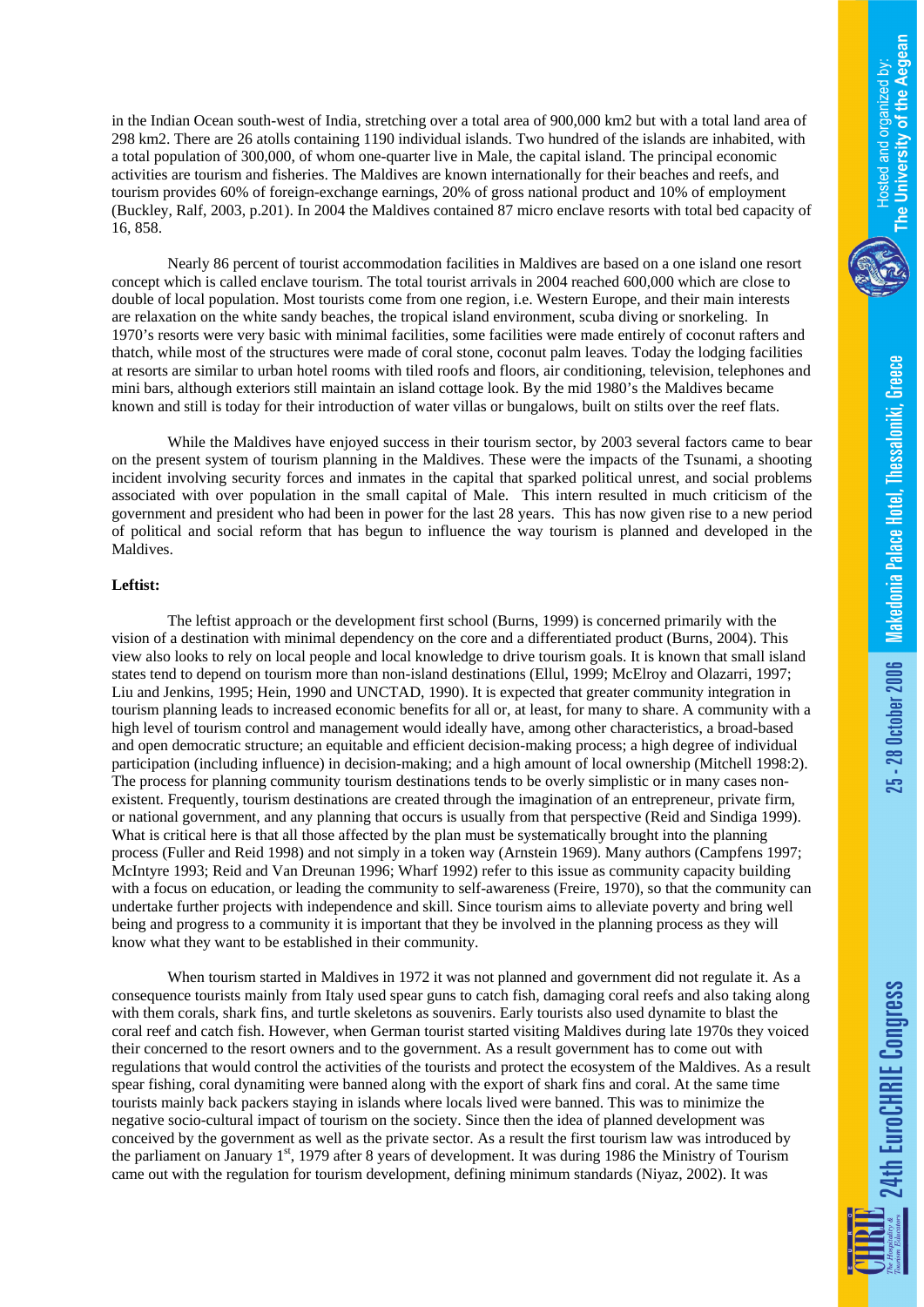in the Indian Ocean south-west of India, stretching over a total area of 900,000 km2 but with a total land area of 298 km2. There are 26 atolls containing 1190 individual islands. Two hundred of the islands are inhabited, with a total population of 300,000, of whom one-quarter live in Male, the capital island. The principal economic activities are tourism and fisheries. The Maldives are known internationally for their beaches and reefs, and tourism provides 60% of foreign-exchange earnings, 20% of gross national product and 10% of employment (Buckley, Ralf, 2003, p.201). In 2004 the Maldives contained 87 micro enclave resorts with total bed capacity of 16, 858.

Nearly 86 percent of tourist accommodation facilities in Maldives are based on a one island one resort concept which is called enclave tourism. The total tourist arrivals in 2004 reached 600,000 which are close to double of local population. Most tourists come from one region, i.e. Western Europe, and their main interests are relaxation on the white sandy beaches, the tropical island environment, scuba diving or snorkeling. In 1970's resorts were very basic with minimal facilities, some facilities were made entirely of coconut rafters and thatch, while most of the structures were made of coral stone, coconut palm leaves. Today the lodging facilities at resorts are similar to urban hotel rooms with tiled roofs and floors, air conditioning, television, telephones and mini bars, although exteriors still maintain an island cottage look. By the mid 1980's the Maldives became known and still is today for their introduction of water villas or bungalows, built on stilts over the reef flats.

While the Maldives have enjoyed success in their tourism sector, by 2003 several factors came to bear on the present system of tourism planning in the Maldives. These were the impacts of the Tsunami, a shooting incident involving security forces and inmates in the capital that sparked political unrest, and social problems associated with over population in the small capital of Male. This intern resulted in much criticism of the government and president who had been in power for the last 28 years. This has now given rise to a new period of political and social reform that has begun to influence the way tourism is planned and developed in the Maldives.

**Leftist:**

The leftist approach or the development first school (Burns, 1999) is concerned primarily with the vision of a destination with minimal dependency on the core and a differentiated product (Burns, 2004). This view also looks to rely on local people and local knowledge to drive tourism goals. It is known that small island states tend to depend on tourism more than non-island destinations (Ellul, 1999; McElroy and Olazarri, 1997; Liu and Jenkins, 1995; Hein, 1990 and UNCTAD, 1990). It is expected that greater community integration in tourism planning leads to increased economic benefits for all or, at least, for many to share. A community with a high level of tourism control and management would ideally have, among other characteristics, a broad-based and open democratic structure; an equitable and efficient decision-making process; a high degree of individual participation (including influence) in decision-making; and a high amount of local ownership (Mitchell 1998:2). The process for planning community tourism destinations tends to be overly simplistic or in many cases non-existent. Frequently, tourism destinations are created through the imagination of an entrepreneur, private firm, or national government, and any planning that occurs is usually from that perspective (Reid and Sindiga 1999). What is critical here is that all those affected by the plan must be systematically brought into the planning process (Fuller and Reid 1998) and not simply in a token way (Arnstein 1969). Many authors (Campfens 1997; McIntyre 1993; Reid and Van Dreunan 1996; Wharf 1992) refer to this issue as community capacity building with a focus on education, or leading the community to self-awareness (Freire, 1970), so that the community can undertake further projects with independence and skill. Since tourism aims to alleviate poverty and bring well being and progress to a community it is important that they be involved in the planning process as they will know what they want to be established in their community.

When tourism started in Maldives in 1972 it was not planned and government did not regulate it. As a consequence tourists mainly from Italy used spear guns to catch fish, damaging coral reefs and also taking along with them corals, shark fins, and turtle skeletons as souvenirs. Early tourists also used dynamite to blast the coral reef and catch fish. However, when German tourist started visiting Maldives during late 1970s they voiced their concerned to the resort owners and to the government. As a result government has to come out with regulations that would control the activities of the tourists and protect the ecosystem of the Maldives. As a result spear fishing, coral dynamiting were banned along with the export of shark fins and coral. At the same time tourists mainly back packers staying in islands where locals lived were banned. This was to minimize the negative socio-cultural impact of tourism on the society. Since then the idea of planned development was conceived by the government as well as the private sector. As a result the first tourism law was introduced by the parliament on January 1st, 1979 after 8 years of development. It was during 1986 the Ministry of Tourism came out with the regulation for tourism development, defining minimum standards (Niyaz, 2002). It was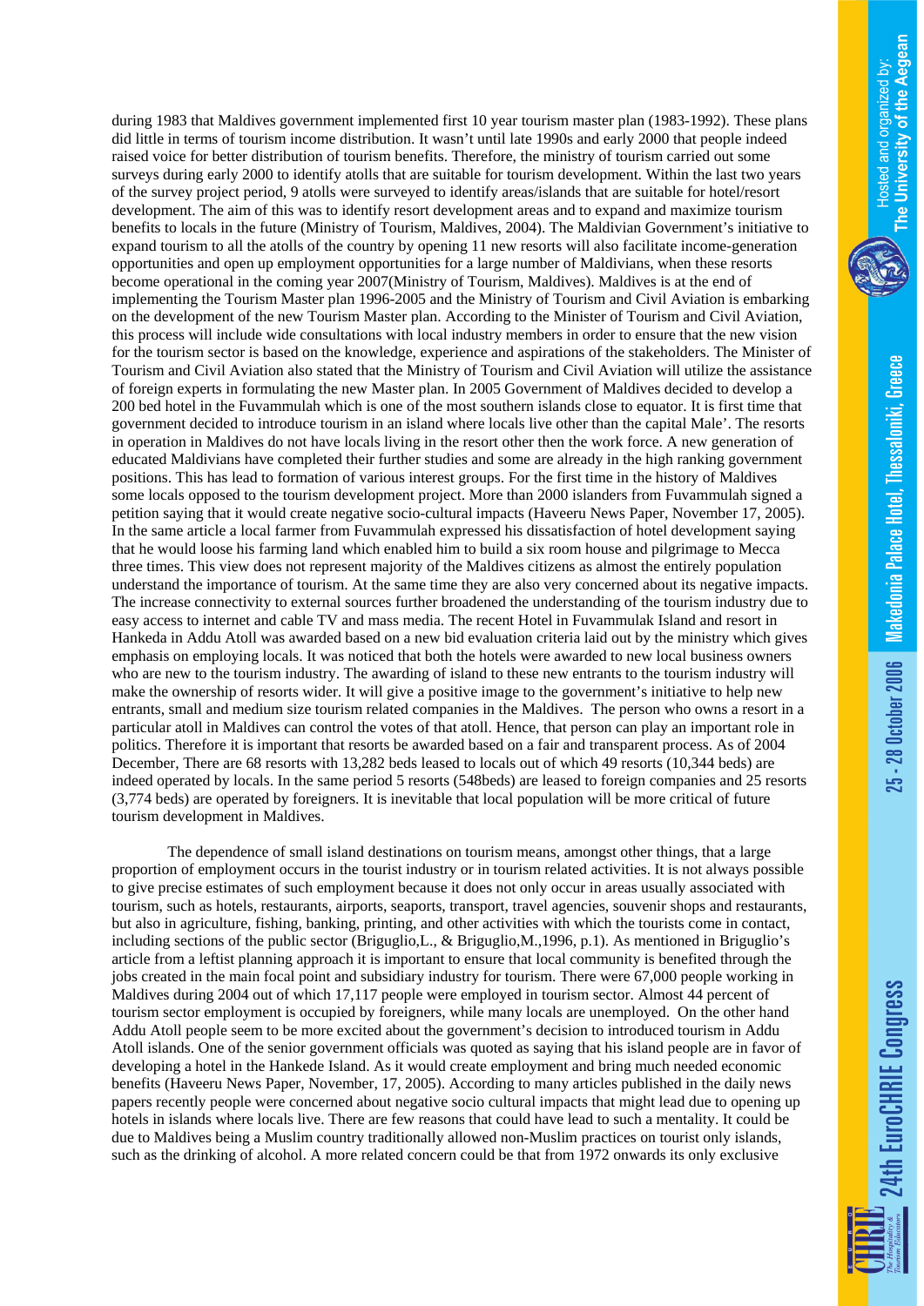during 1983 that Maldives government implemented first 10 year tourism master plan (1983-1992). These plans did little in terms of tourism income distribution. It wasn't until late 1990s and early 2000 that people indeed raised voice for better distribution of tourism benefits. Therefore, the ministry of tourism carried out some surveys during early 2000 to identify atolls that are suitable for tourism development. Within the last two years of the survey project period, 9 atolls were surveyed to identify areas/islands that are suitable for hotel/resort development. The aim of this was to identify resort development areas and to expand and maximize tourism benefits to locals in the future (Ministry of Tourism, Maldives, 2004). The Maldivian Government's initiative to expand tourism to all the atolls of the country by opening 11 new resorts will also facilitate income-generation opportunities and open up employment opportunities for a large number of Maldivians, when these resorts become operational in the coming year 2007(Ministry of Tourism, Maldives). Maldives is at the end of implementing the Tourism Master plan 1996-2005 and the Ministry of Tourism and Civil Aviation is embarking on the development of the new Tourism Master plan. According to the Minister of Tourism and Civil Aviation, this process will include wide consultations with local industry members in order to ensure that the new vision for the tourism sector is based on the knowledge, experience and aspirations of the stakeholders. The Minister of Tourism and Civil Aviation also stated that the Ministry of Tourism and Civil Aviation will utilize the assistance of foreign experts in formulating the new Master plan. In 2005 Government of Maldives decided to develop a 200 bed hotel in the Fuvammulah which is one of the most southern islands close to equator. It is first time that government decided to introduce tourism in an island where locals live other than the capital Male'. The resorts in operation in Maldives do not have locals living in the resort other then the work force. A new generation of educated Maldivians have completed their further studies and some are already in the high ranking government positions. This has lead to formation of various interest groups. For the first time in the history of Maldives some locals opposed to the tourism development project. More than 2000 islanders from Fuvammulah signed a petition saying that it would create negative socio-cultural impacts (Haveeru News Paper, November 17, 2005). In the same article a local farmer from Fuvammulah expressed his dissatisfaction of hotel development saying that he would loose his farming land which enabled him to build a six room house and pilgrimage to Mecca three times. This view does not represent majority of the Maldives citizens as almost the entirely population understand the importance of tourism. At the same time they are also very concerned about its negative impacts. The increase connectivity to external sources further broadened the understanding of the tourism industry due to easy access to internet and cable TV and mass media. The recent Hotel in Fuvammulak Island and resort in Hankeda in Addu Atoll was awarded based on a new bid evaluation criteria laid out by the ministry which gives emphasis on employing locals. It was noticed that both the hotels were awarded to new local business owners who are new to the tourism industry. The awarding of island to these new entrants to the tourism industry will make the ownership of resorts wider. It will give a positive image to the government's initiative to help new entrants, small and medium size tourism related companies in the Maldives. The person who owns a resort in a particular atoll in Maldives can control the votes of that atoll. Hence, that person can play an important role in politics. Therefore it is important that resorts be awarded based on a fair and transparent process. As of 2004 December, There are 68 resorts with 13,282 beds leased to locals out of which 49 resorts (10,344 beds) are indeed operated by locals. In the same period 5 resorts (548beds) are leased to foreign companies and 25 resorts (3,774 beds) are operated by foreigners. It is inevitable that local population will be more critical of future tourism development in Maldives.

The dependence of small island destinations on tourism means, amongst other things, that a large proportion of employment occurs in the tourist industry or in tourism related activities. It is not always possible to give precise estimates of such employment because it does not only occur in areas usually associated with tourism, such as hotels, restaurants, airports, seaports, transport, travel agencies, souvenir shops and restaurants, but also in agriculture, fishing, banking, printing, and other activities with which the tourists come in contact, including sections of the public sector (Briguglio,L., & Briguglio,M.,1996, p.1). As mentioned in Briguglio's article from a leftist planning approach it is important to ensure that local community is benefited through the jobs created in the main focal point and subsidiary industry for tourism. There were 67,000 people working in Maldives during 2004 out of which 17,117 people were employed in tourism sector. Almost 44 percent of tourism sector employment is occupied by foreigners, while many locals are unemployed. On the other hand Addu Atoll people seem to be more excited about the government's decision to introduced tourism in Addu Atoll islands. One of the senior government officials was quoted as saying that his island people are in favor of developing a hotel in the Hankede Island. As it would create employment and bring much needed economic benefits (Haveeru News Paper, November, 17, 2005). According to many articles published in the daily news papers recently people were concerned about negative socio cultural impacts that might lead due to opening up hotels in islands where locals live. There are few reasons that could have lead to such a mentality. It could be due to Maldives being a Muslim country traditionally allowed non-Muslim practices on tourist only islands, such as the drinking of alcohol. A more related concern could be that from 1972 onwards its only exclusive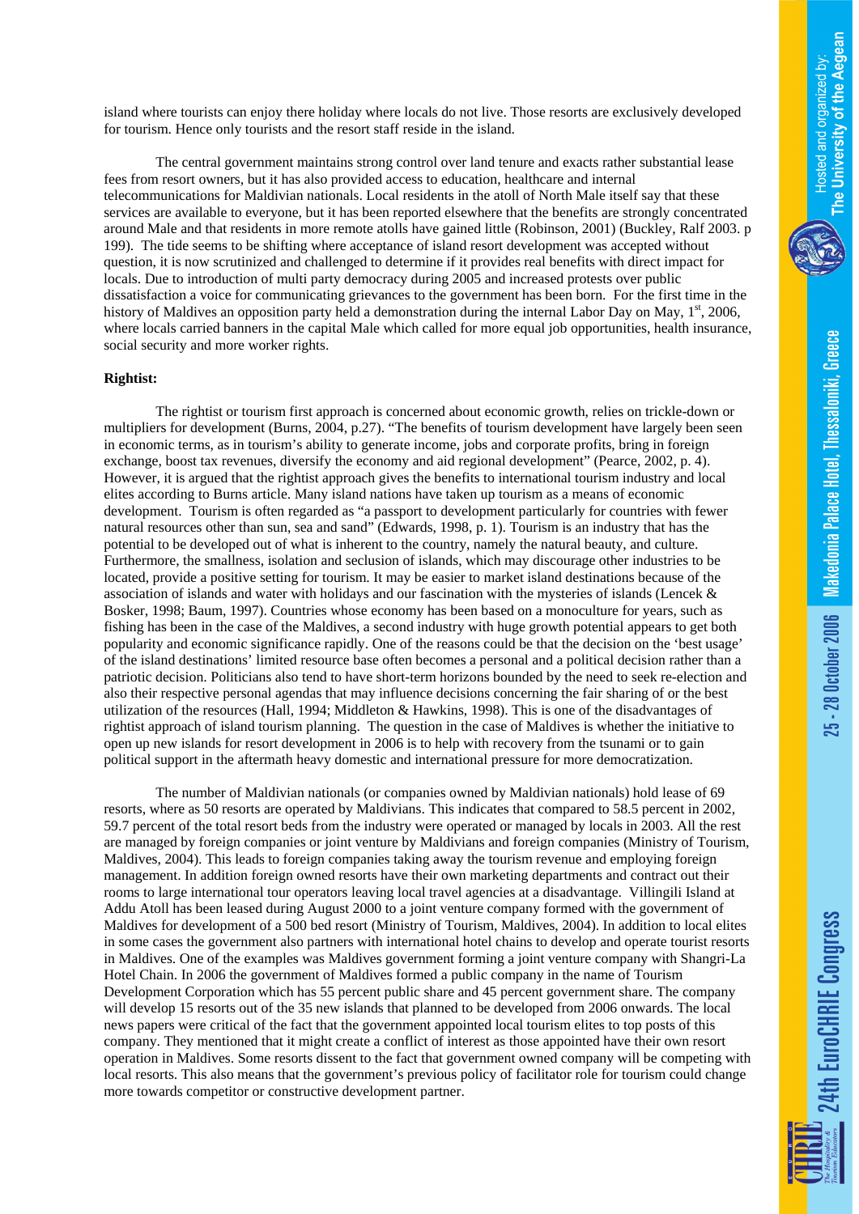island where tourists can enjoy there holiday where locals do not live. Those resorts are exclusively developed for tourism. Hence only tourists and the resort staff reside in the island.

The central government maintains strong control over land tenure and exacts rather substantial lease fees from resort owners, but it has also provided access to education, healthcare and internal telecommunications for Maldivian nationals. Local residents in the atoll of North Male itself say that these services are available to everyone, but it has been reported elsewhere that the benefits are strongly concentrated around Male and that residents in more remote atolls have gained little (Robinson, 2001) (Buckley, Ralf 2003. p 199). The tide seems to be shifting where acceptance of island resort development was accepted without question, it is now scrutinized and challenged to determine if it provides real benefits with direct impact for locals. Due to introduction of multi party democracy during 2005 and increased protests over public dissatisfaction a voice for communicating grievances to the government has been born. For the first time in the history of Maldives an opposition party held a demonstration during the internal Labor Day on May, 1st, 2006, where locals carried banners in the capital Male which called for more equal job opportunities, health insurance, social security and more worker rights.

**Rightist:**

The rightist or tourism first approach is concerned about economic growth, relies on trickle-down or multipliers for development (Burns, 2004, p.27). "The benefits of tourism development have largely been seen in economic terms, as in tourism's ability to generate income, jobs and corporate profits, bring in foreign exchange, boost tax revenues, diversify the economy and aid regional development" (Pearce, 2002, p. 4). However, it is argued that the rightist approach gives the benefits to international tourism industry and local elites according to Burns article. Many island nations have taken up tourism as a means of economic development. Tourism is often regarded as "a passport to development particularly for countries with fewer natural resources other than sun, sea and sand" (Edwards, 1998, p. 1). Tourism is an industry that has the potential to be developed out of what is inherent to the country, namely the natural beauty, and culture. Furthermore, the smallness, isolation and seclusion of islands, which may discourage other industries to be located, provide a positive setting for tourism. It may be easier to market island destinations because of the association of islands and water with holidays and our fascination with the mysteries of islands (Lencek & Bosker, 1998; Baum, 1997). Countries whose economy has been based on a monoculture for years, such as fishing has been in the case of the Maldives, a second industry with huge growth potential appears to get both popularity and economic significance rapidly. One of the reasons could be that the decision on the 'best usage' of the island destinations' limited resource base often becomes a personal and a political decision rather than a patriotic decision. Politicians also tend to have short-term horizons bounded by the need to seek re-election and also their respective personal agendas that may influence decisions concerning the fair sharing of or the best utilization of the resources (Hall, 1994; Middleton & Hawkins, 1998). This is one of the disadvantages of rightist approach of island tourism planning. The question in the case of Maldives is whether the initiative to open up new islands for resort development in 2006 is to help with recovery from the tsunami or to gain political support in the aftermath heavy domestic and international pressure for more democratization.

The number of Maldivian nationals (or companies owned by Maldivian nationals) hold lease of 69 resorts, where as 50 resorts are operated by Maldivians. This indicates that compared to 58.5 percent in 2002, 59.7 percent of the total resort beds from the industry were operated or managed by locals in 2003. All the rest are managed by foreign companies or joint venture by Maldivians and foreign companies (Ministry of Tourism, Maldives, 2004). This leads to foreign companies taking away the tourism revenue and employing foreign management. In addition foreign owned resorts have their own marketing departments and contract out their rooms to large international tour operators leaving local travel agencies at a disadvantage. Villingili Island at Addu Atoll has been leased during August 2000 to a joint venture company formed with the government of Maldives for development of a 500 bed resort (Ministry of Tourism, Maldives, 2004). In addition to local elites in some cases the government also partners with international hotel chains to develop and operate tourist resorts in Maldives. One of the examples was Maldives government forming a joint venture company with Shangri-La Hotel Chain. In 2006 the government of Maldives formed a public company in the name of Tourism Development Corporation which has 55 percent public share and 45 percent government share. The company will develop 15 resorts out of the 35 new islands that planned to be developed from 2006 onwards. The local news papers were critical of the fact that the government appointed local tourism elites to top posts of this company. They mentioned that it might create a conflict of interest as those appointed have their own resort operation in Maldives. Some resorts dissent to the fact that government owned company will be competing with local resorts. This also means that the government's previous policy of facilitator role for tourism could change more towards competitor or constructive development partner.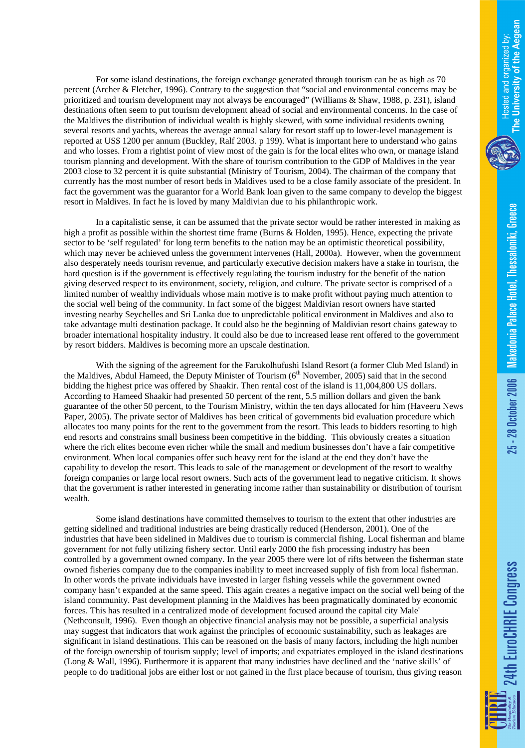For some island destinations, the foreign exchange generated through tourism can be as high as 70 percent (Archer & Fletcher, 1996). Contrary to the suggestion that "social and environmental concerns may be prioritized and tourism development may not always be encouraged" (Williams & Shaw, 1988, p. 231), island destinations often seem to put tourism development ahead of social and environmental concerns. In the case of the Maldives the distribution of individual wealth is highly skewed, with some individual residents owning several resorts and yachts, whereas the average annual salary for resort staff up to lower-level management is reported at US$ 1200 per annum (Buckley, Ralf 2003. p 199). What is important here to understand who gains and who losses. From a rightist point of view most of the gain is for the local elites who own, or manage island tourism planning and development. With the share of tourism contribution to the GDP of Maldives in the year 2003 close to 32 percent it is quite substantial (Ministry of Tourism, 2004). The chairman of the company that currently has the most number of resort beds in Maldives used to be a close family associate of the president. In fact the government was the guarantor for a World Bank loan given to the same company to develop the biggest resort in Maldives. In fact he is loved by many Maldivian due to his philanthropic work.

In a capitalistic sense, it can be assumed that the private sector would be rather interested in making as high a profit as possible within the shortest time frame (Burns & Holden, 1995). Hence, expecting the private sector to be 'self regulated' for long term benefits to the nation may be an optimistic theoretical possibility, which may never be achieved unless the government intervenes (Hall, 2000a). However, when the government also desperately needs tourism revenue, and particularly executive decision makers have a stake in tourism, the hard question is if the government is effectively regulating the tourism industry for the benefit of the nation giving deserved respect to its environment, society, religion, and culture. The private sector is comprised of a limited number of wealthy individuals whose main motive is to make profit without paying much attention to the social well being of the community. In fact some of the biggest Maldivian resort owners have started investing nearby Seychelles and Sri Lanka due to unpredictable political environment in Maldives and also to take advantage multi destination package. It could also be the beginning of Maldivian resort chains gateway to broader international hospitality industry. It could also be due to increased lease rent offered to the government by resort bidders. Maldives is becoming more an upscale destination.

With the signing of the agreement for the Farukolhufushi Island Resort (a former Club Med Island) in the Maldives, Abdul Hameed, the Deputy Minister of Tourism (6th November, 2005) said that in the second bidding the highest price was offered by Shaakir. Then rental cost of the island is 11,004,800 US dollars. According to Hameed Shaakir had presented 50 percent of the rent, 5.5 million dollars and given the bank guarantee of the other 50 percent, to the Tourism Ministry, within the ten days allocated for him (Haveeru News Paper, 2005). The private sector of Maldives has been critical of governments bid evaluation procedure which allocates too many points for the rent to the government from the resort. This leads to bidders resorting to high end resorts and constrains small business been competitive in the bidding. This obviously creates a situation where the rich elites become even richer while the small and medium businesses don't have a fair competitive environment. When local companies offer such heavy rent for the island at the end they don't have the capability to develop the resort. This leads to sale of the management or development of the resort to wealthy foreign companies or large local resort owners. Such acts of the government lead to negative criticism. It shows that the government is rather interested in generating income rather than sustainability or distribution of tourism wealth.

Some island destinations have committed themselves to tourism to the extent that other industries are getting sidelined and traditional industries are being drastically reduced (Henderson, 2001). One of the industries that have been sidelined in Maldives due to tourism is commercial fishing. Local fisherman and blame government for not fully utilizing fishery sector. Until early 2000 the fish processing industry has been controlled by a government owned company. In the year 2005 there were lot of rifts between the fisherman state owned fisheries company due to the companies inability to meet increased supply of fish from local fisherman. In other words the private individuals have invested in larger fishing vessels while the government owned company hasn't expanded at the same speed. This again creates a negative impact on the social well being of the island community. Past development planning in the Maldives has been pragmatically dominated by economic forces. This has resulted in a centralized mode of development focused around the capital city Male' (Nethconsult, 1996). Even though an objective financial analysis may not be possible, a superficial analysis may suggest that indicators that work against the principles of economic sustainability, such as leakages are significant in island destinations. This can be reasoned on the basis of many factors, including the high number of the foreign ownership of tourism supply; level of imports; and expatriates employed in the island destinations (Long & Wall, 1996). Furthermore it is apparent that many industries have declined and the 'native skills' of people to do traditional jobs are either lost or not gained in the first place because of tourism, thus giving reason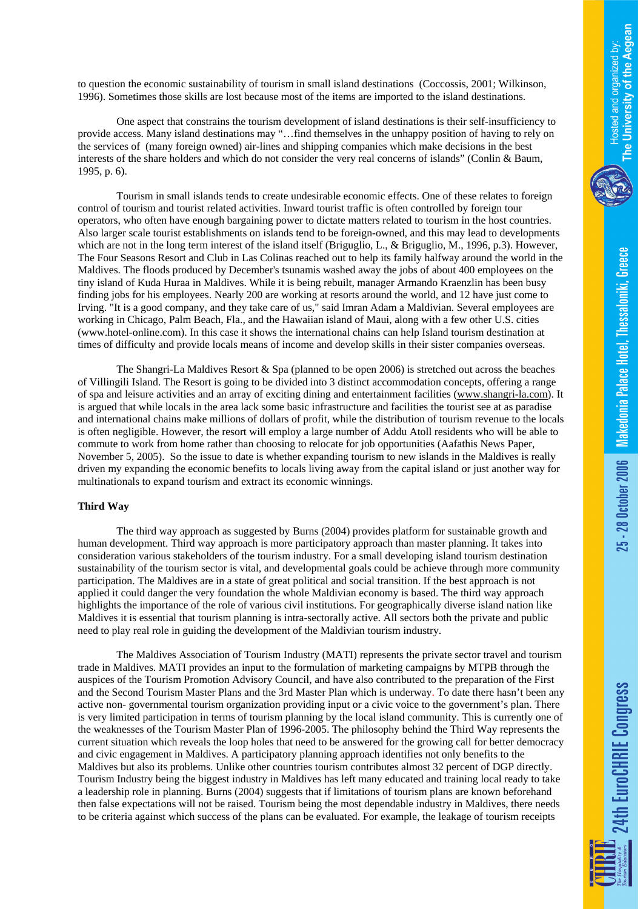to question the economic sustainability of tourism in small island destinations (Coccossis, 2001; Wilkinson, 1996). Sometimes those skills are lost because most of the items are imported to the island destinations.

One aspect that constrains the tourism development of island destinations is their self-insufficiency to provide access. Many island destinations may "…find themselves in the unhappy position of having to rely on the services of (many foreign owned) air-lines and shipping companies which make decisions in the best interests of the share holders and which do not consider the very real concerns of islands" (Conlin & Baum, 1995, p. 6).

Tourism in small islands tends to create undesirable economic effects. One of these relates to foreign control of tourism and tourist related activities. Inward tourist traffic is often controlled by foreign tour operators, who often have enough bargaining power to dictate matters related to tourism in the host countries. Also larger scale tourist establishments on islands tend to be foreign-owned, and this may lead to developments which are not in the long term interest of the island itself (Briguglio, L., & Briguglio, M., 1996, p.3). However, The Four Seasons Resort and Club in Las Colinas reached out to help its family halfway around the world in the Maldives. The floods produced by December's tsunamis washed away the jobs of about 400 employees on the tiny island of Kuda Huraa in Maldives. While it is being rebuilt, manager Armando Kraenzlin has been busy finding jobs for his employees. Nearly 200 are working at resorts around the world, and 12 have just come to Irving. "It is a good company, and they take care of us," said Imran Adam a Maldivian. Several employees are working in Chicago, Palm Beach, Fla., and the Hawaiian island of Maui, along with a few other U.S. cities (www.hotel-online.com). In this case it shows the international chains can help Island tourism destination at times of difficulty and provide locals means of income and develop skills in their sister companies overseas.

The Shangri-La Maldives Resort & Spa (planned to be open 2006) is stretched out across the beaches of Villingili Island. The Resort is going to be divided into 3 distinct accommodation concepts, offering a range of spa and leisure activities and an array of exciting dining and entertainment facilities (www.shangri-la.com). It is argued that while locals in the area lack some basic infrastructure and facilities the tourist see at as paradise and international chains make millions of dollars of profit, while the distribution of tourism revenue to the locals is often negligible. However, the resort will employ a large number of Addu Atoll residents who will be able to commute to work from home rather than choosing to relocate for job opportunities (Aafathis News Paper, November 5, 2005). So the issue to date is whether expanding tourism to new islands in the Maldives is really driven my expanding the economic benefits to locals living away from the capital island or just another way for multinationals to expand tourism and extract its economic winnings.

**Third Way**

The third way approach as suggested by Burns (2004) provides platform for sustainable growth and human development. Third way approach is more participatory approach than master planning. It takes into consideration various stakeholders of the tourism industry. For a small developing island tourism destination sustainability of the tourism sector is vital, and developmental goals could be achieve through more community participation. The Maldives are in a state of great political and social transition. If the best approach is not applied it could danger the very foundation the whole Maldivian economy is based. The third way approach highlights the importance of the role of various civil institutions. For geographically diverse island nation like Maldives it is essential that tourism planning is intra-sectorally active. All sectors both the private and public need to play real role in guiding the development of the Maldivian tourism industry.

The Maldives Association of Tourism Industry (MATI) represents the private sector travel and tourism trade in Maldives. MATI provides an input to the formulation of marketing campaigns by MTPB through the auspices of the Tourism Promotion Advisory Council, and have also contributed to the preparation of the First and the Second Tourism Master Plans and the 3rd Master Plan which is underway. To date there hasn't been any active non- governmental tourism organization providing input or a civic voice to the government's plan. There is very limited participation in terms of tourism planning by the local island community. This is currently one of the weaknesses of the Tourism Master Plan of 1996-2005. The philosophy behind the Third Way represents the current situation which reveals the loop holes that need to be answered for the growing call for better democracy and civic engagement in Maldives. A participatory planning approach identifies not only benefits to the Maldives but also its problems. Unlike other countries tourism contributes almost 32 percent of DGP directly. Tourism Industry being the biggest industry in Maldives has left many educated and training local ready to take a leadership role in planning. Burns (2004) suggests that if limitations of tourism plans are known beforehand then false expectations will not be raised. Tourism being the most dependable industry in Maldives, there needs to be criteria against which success of the plans can be evaluated. For example, the leakage of tourism receipts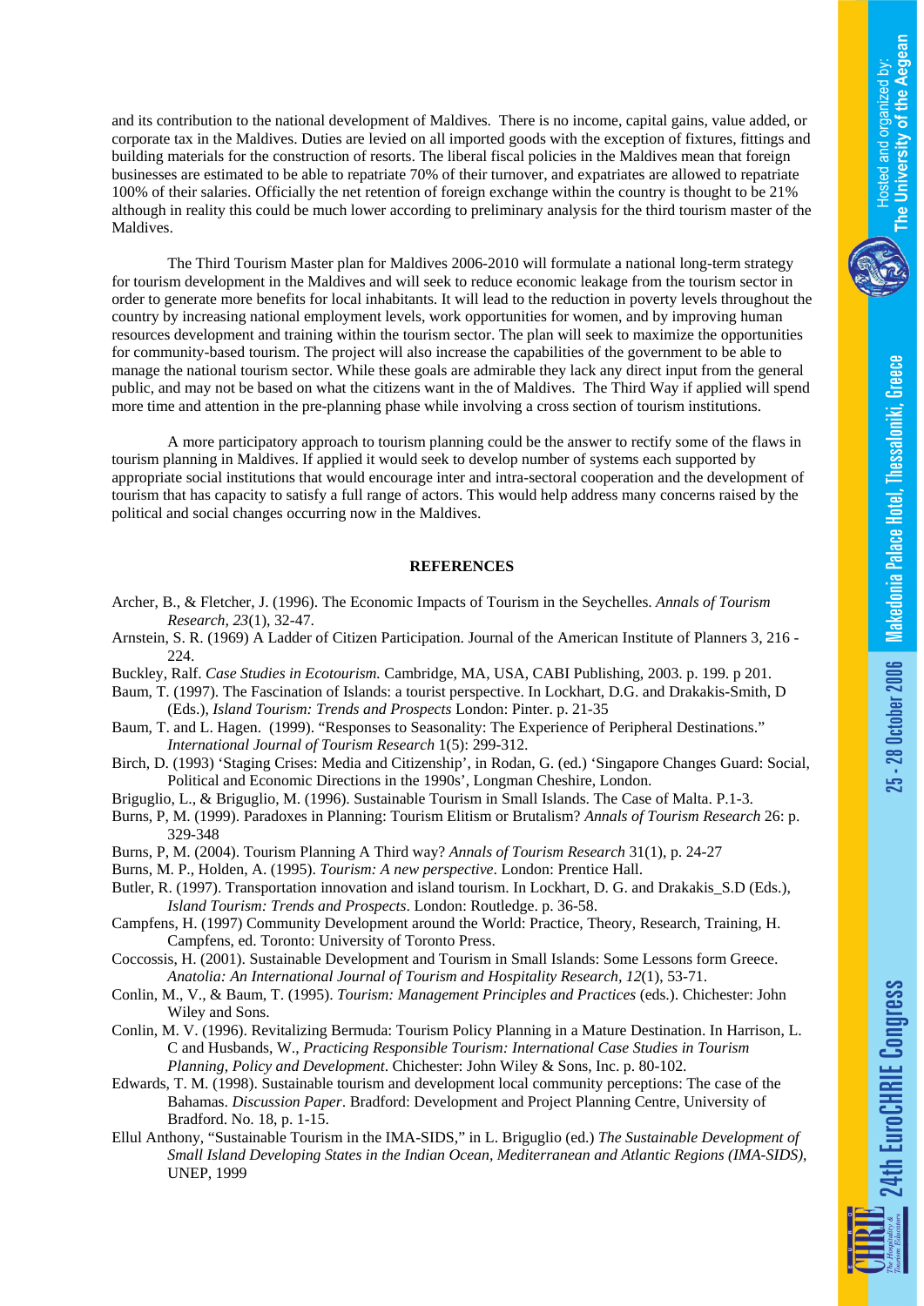and its contribution to the national development of Maldives. There is no income, capital gains, value added, or corporate tax in the Maldives. Duties are levied on all imported goods with the exception of fixtures, fittings and building materials for the construction of resorts. The liberal fiscal policies in the Maldives mean that foreign businesses are estimated to be able to repatriate 70% of their turnover, and expatriates are allowed to repatriate 100% of their salaries. Officially the net retention of foreign exchange within the country is thought to be 21% although in reality this could be much lower according to preliminary analysis for the third tourism master of the Maldives.

The Third Tourism Master plan for Maldives 2006-2010 will formulate a national long-term strategy for tourism development in the Maldives and will seek to reduce economic leakage from the tourism sector in order to generate more benefits for local inhabitants. It will lead to the reduction in poverty levels throughout the country by increasing national employment levels, work opportunities for women, and by improving human resources development and training within the tourism sector. The plan will seek to maximize the opportunities for community-based tourism. The project will also increase the capabilities of the government to be able to manage the national tourism sector. While these goals are admirable they lack any direct input from the general public, and may not be based on what the citizens want in the of Maldives. The Third Way if applied will spend more time and attention in the pre-planning phase while involving a cross section of tourism institutions.

A more participatory approach to tourism planning could be the answer to rectify some of the flaws in tourism planning in Maldives. If applied it would seek to develop number of systems each supported by appropriate social institutions that would encourage inter and intra-sectoral cooperation and the development of tourism that has capacity to satisfy a full range of actors. This would help address many concerns raised by the political and social changes occurring now in the Maldives.

## REFERENCES

Archer, B., & Fletcher, J. (1996). The Economic Impacts of Tourism in the Seychelles. *Annals of Tourism Research, 23*(1), 32-47.

Arnstein, S. R. (1969) A Ladder of Citizen Participation. Journal of the American Institute of Planners 3, 216 - 224.

Buckley, Ralf. *Case Studies in Ecotourism.* Cambridge, MA, USA, CABI Publishing, 2003. p. 199. p 201.

Baum, T. (1997). The Fascination of Islands: a tourist perspective. In Lockhart, D.G. and Drakakis-Smith, D (Eds.), *Island Tourism: Trends and Prospects* London: Pinter. p. 21-35

Baum, T. and L. Hagen. (1999). "Responses to Seasonality: The Experience of Peripheral Destinations." *International Journal of Tourism Research* 1(5): 299-312.

Birch, D. (1993) 'Staging Crises: Media and Citizenship', in Rodan, G. (ed.) 'Singapore Changes Guard: Social, Political and Economic Directions in the 1990s', Longman Cheshire, London.

Briguglio, L., & Briguglio, M. (1996). Sustainable Tourism in Small Islands. The Case of Malta. P.1-3.

Burns, P, M. (1999). Paradoxes in Planning: Tourism Elitism or Brutalism? *Annals of Tourism Research* 26: p. 329-348

Burns, P, M. (2004). Tourism Planning A Third way? *Annals of Tourism Research* 31(1), p. 24-27

Burns, M. P., Holden, A. (1995). *Tourism: A new perspective*. London: Prentice Hall.

Butler, R. (1997). Transportation innovation and island tourism. In Lockhart, D. G. and Drakakis_S.D (Eds.), *Island Tourism: Trends and Prospects*. London: Routledge. p. 36-58.

Campfens, H. (1997) Community Development around the World: Practice, Theory, Research, Training, H. Campfens, ed. Toronto: University of Toronto Press.

Coccossis, H. (2001). Sustainable Development and Tourism in Small Islands: Some Lessons form Greece. *Anatolia: An International Journal of Tourism and Hospitality Research, 12*(1), 53-71.

Conlin, M., V., & Baum, T. (1995). *Tourism: Management Principles and Practices* (eds.). Chichester: John Wiley and Sons.

Conlin, M. V. (1996). Revitalizing Bermuda: Tourism Policy Planning in a Mature Destination. In Harrison, L. C and Husbands, W., *Practicing Responsible Tourism: International Case Studies in Tourism Planning, Policy and Development*. Chichester: John Wiley & Sons, Inc. p. 80-102.

Edwards, T. M. (1998). Sustainable tourism and development local community perceptions: The case of the Bahamas. *Discussion Paper*. Bradford: Development and Project Planning Centre, University of Bradford. No. 18, p. 1-15.

Ellul Anthony, "Sustainable Tourism in the IMA-SIDS," in L. Briguglio (ed.) *The Sustainable Development of Small Island Developing States in the Indian Ocean, Mediterranean and Atlantic Regions (IMA-SIDS)*, UNEP, 1999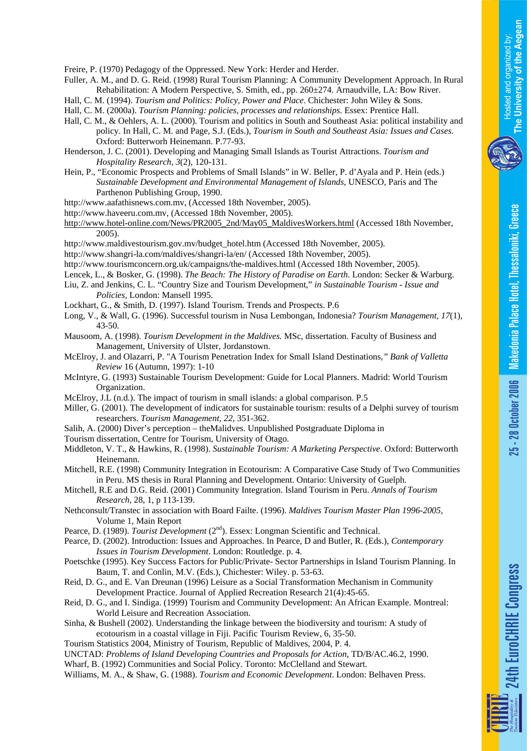Freire, P. (1970) Pedagogy of the Oppressed. New York: Herder and Herder.

Fuller, A. M., and D. G. Reid. (1998) Rural Tourism Planning: A Community Development Approach. In Rural Rehabilitation: A Modern Perspective, S. Smith, ed., pp. 260±274. Arnaudville, LA: Bow River.

Hall, C. M. (1994). *Tourism and Politics: Policy, Power and Place*. Chichester: John Wiley & Sons.

Hall, C. M. (2000a). *Tourism Planning: policies, processes and relationships*. Essex: Prentice Hall.

Hall, C. M., & Oehlers, A. L. (2000). Tourism and politics in South and Southeast Asia: political instability and policy. In Hall, C. M. and Page, S.J. (Eds.), *Tourism in South and Southeast Asia: Issues and Cases*. Oxford: Butterworh Heinemann. P.77-93.

Henderson, J. C. (2001). Developing and Managing Small Islands as Tourist Attractions. *Tourism and Hospitality Research, 3*(2), 120-131.

Hein, P., "Economic Prospects and Problems of Small Islands" in W. Beller, P. d'Ayala and P. Hein (eds.) *Sustainable Development and Environmental Management of Islands*, UNESCO, Paris and The Parthenon Publishing Group, 1990.

http://www.aafathisnews.com.mv, (Accessed 18th November, 2005).

http://www.haveeru.com.mv, (Accessed 18th November, 2005).

http://www.hotel-online.com/News/PR2005_2nd/May05_MaldivesWorkers.html (Accessed 18th November, 2005).

http://www.maldivestourism.gov.mv/budget_hotel.htm (Accessed 18th November, 2005).

http://www.shangri-la.com/maldives/shangri-la/en/ (Accessed 18th November, 2005).

http://www.tourismconcern.org.uk/campaigns/the-maldives.html (Accessed 18th November, 2005).

Lencek, L., & Bosker, G. (1998). *The Beach: The History of Paradise on Earth*. London: Secker & Warburg.

Liu, Z. and Jenkins, C. L. "Country Size and Tourism Development," *in Sustainable Tourism - Issue and Policies*, London: Mansell 1995.

Lockhart, G., & Smith, D. (1997). Island Tourism. Trends and Prospects. P.6

Long, V., & Wall, G. (1996). Successful tourism in Nusa Lembongan, Indonesia? *Tourism Management, 17*(1), 43-50.

Mausoom, A. (1998). *Tourism Development in the Maldives.* MSc, dissertation. Faculty of Business and Management, University of Ulster, Jordanstown.

McElroy, J. and Olazarri, P. "A Tourism Penetration Index for Small Island Destinations," *Bank of Valletta Review* 16 (Autumn, 1997): 1-10

McIntyre, G. (1993) Sustainable Tourism Development: Guide for Local Planners. Madrid: World Tourism Organization.

McElroy, J.L (n.d.). The impact of tourism in small islands: a global comparison. P.5

Miller, G. (2001). The development of indicators for sustainable tourism: results of a Delphi survey of tourism researchers. *Tourism Management, 22*, 351-362.

Salih, A. (2000) Diver's perception – theMalidves. Unpublished Postgraduate Diploma in Tourism dissertation, Centre for Tourism, University of Otago.

Middleton, V. T., & Hawkins, R. (1998). *Sustainable Tourism: A Marketing Perspective*. Oxford: Butterworth Heinemann.

Mitchell, R.E. (1998) Community Integration in Ecotourism: A Comparative Case Study of Two Communities in Peru. MS thesis in Rural Planning and Development. Ontario: University of Guelph.

Mitchell, R.E and D.G. Reid. (2001) Community Integration. Island Tourism in Peru. *Annals of Tourism Research*, 28, 1, p 113-139.

Nethconsult/Transtec in association with Board Failte. (1996). *Maldives Tourism Master Plan 1996-2005*, Volume 1, Main Report

Pearce, D. (1989). *Tourist Development* (2nd). Essex: Longman Scientific and Technical.

Pearce, D. (2002). Introduction: Issues and Approaches. In Pearce, D and Butler, R. (Eds.), *Contemporary Issues in Tourism Development*. London: Routledge. p. 4.

Poetschke (1995). Key Success Factors for Public/Private- Sector Partnerships in Island Tourism Planning. In Baum, T. and Conlin, M.V. (Eds.), Chichester: Wiley. p. 53-63.

Reid, D. G., and E. Van Dreunan (1996) Leisure as a Social Transformation Mechanism in Community Development Practice. Journal of Applied Recreation Research 21(4):45-65.

Reid, D. G., and I. Sindiga. (1999) Tourism and Community Development: An African Example. Montreal: World Leisure and Recreation Association.

Sinha, & Bushell (2002). Understanding the linkage between the biodiversity and tourism: A study of ecotourism in a coastal village in Fiji. Pacific Tourism Review, 6, 35-50.

Tourism Statistics 2004, Ministry of Tourism, Republic of Maldives, 2004, P. 4.

UNCTAD: *Problems of Island Developing Countries and Proposals for Action*, TD/B/AC.46.2, 1990.

Wharf, B. (1992) Communities and Social Policy. Toronto: McClelland and Stewart.

Williams, M. A., & Shaw, G. (1988). *Tourism and Economic Development.* London: Belhaven Press.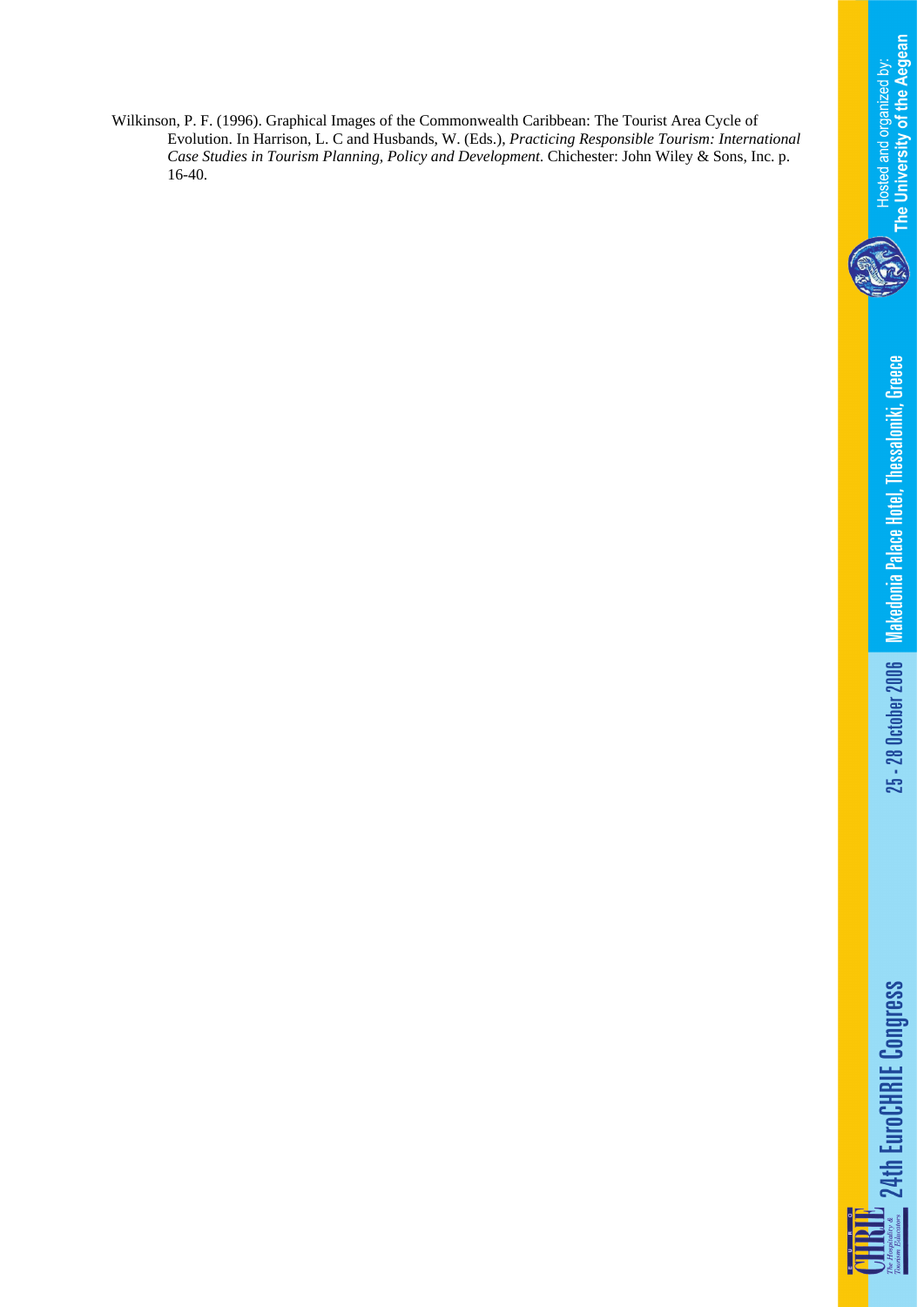Wilkinson, P. F. (1996). Graphical Images of the Commonwealth Caribbean: The Tourist Area Cycle of Evolution. In Harrison, L. C and Husbands, W. (Eds.), *Practicing Responsible Tourism: International Case Studies in Tourism Planning, Policy and Development.* Chichester: John Wiley & Sons, Inc. p. 16-40.